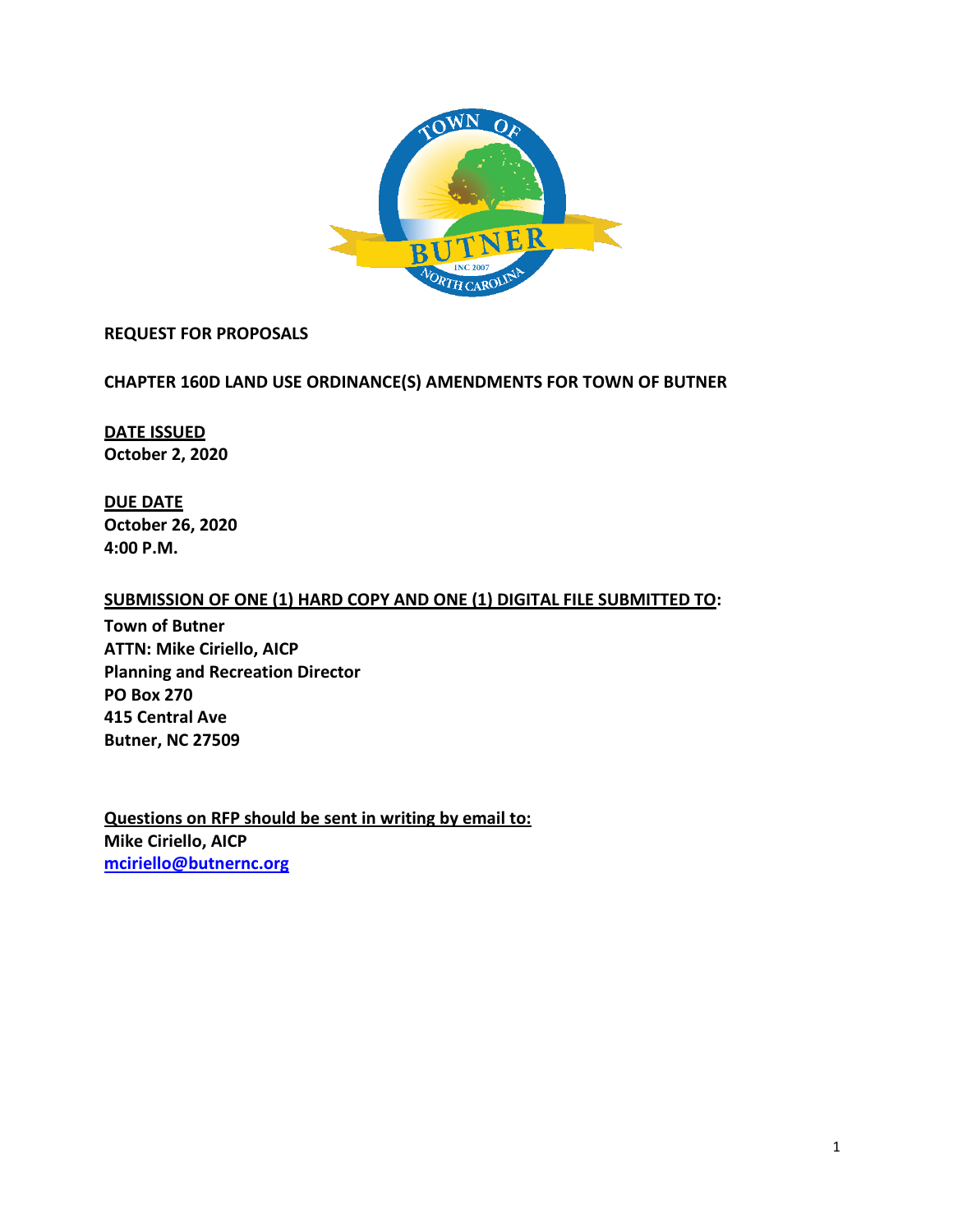**REQUEST FOR PROPOSALS**

**CHAPTER 160D LAND USE ORDINANCE(S) AMENDMENTS FOR TOWN OF BUTNER**

**DATE ISSUED**
**October 2, 2020**

**DUE DATE**
**October 26, 2020**
**4:00 P.M.**

**SUBMISSION OF ONE (1) HARD COPY AND ONE (1) DIGITAL FILE SUBMITTED TO:**
**Town of Butner**
**ATTN: Mike Ciriello, AICP**
**Planning and Recreation Director**
**PO Box 270**
**415 Central Ave**
**Butner, NC 27509**

**Questions on RFP should be sent in writing by email to:**
**Mike Ciriello, AICP**
**mciriello@butnernc.org**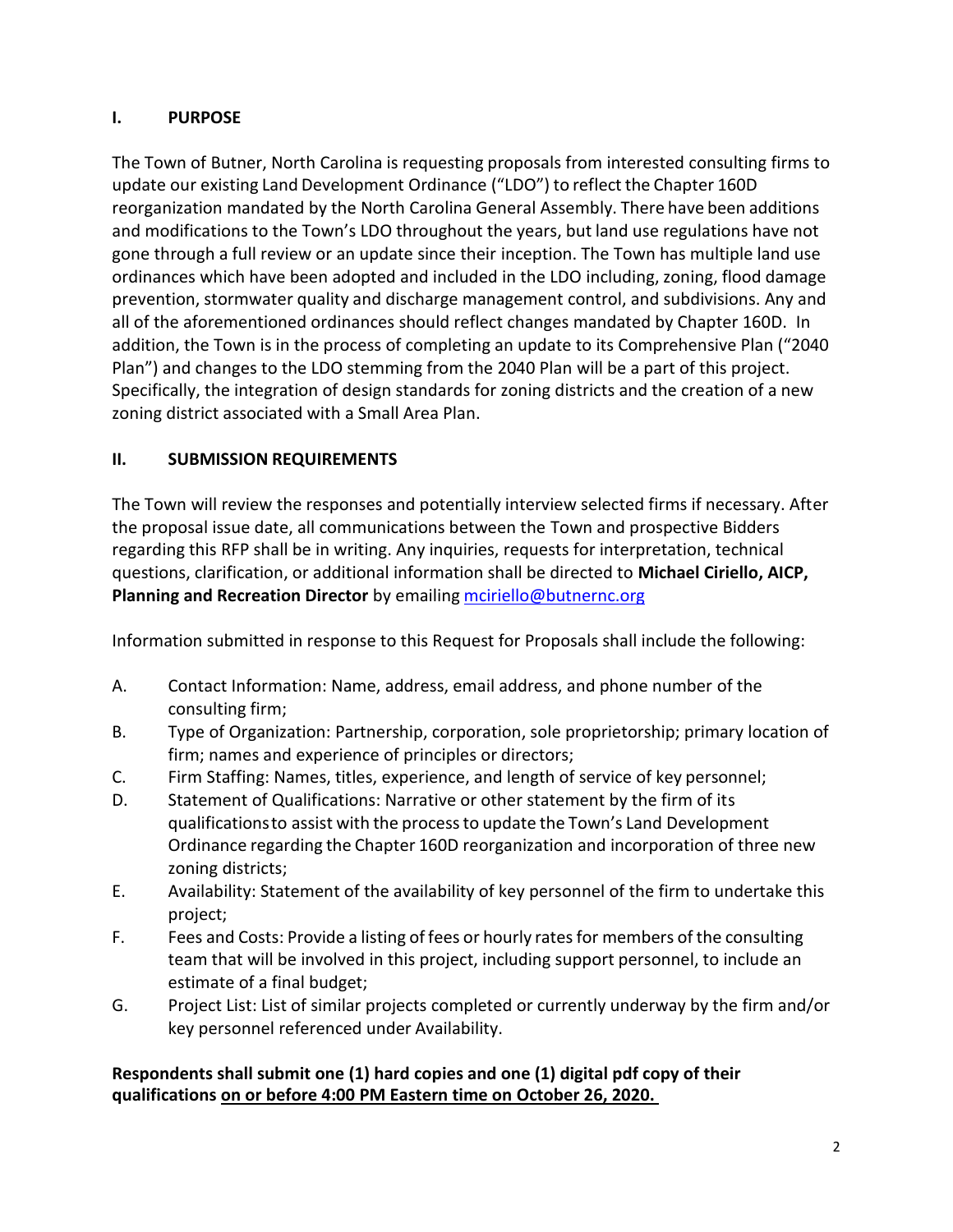## I. PURPOSE

The Town of Butner, North Carolina is requesting proposals from interested consulting firms to update our existing Land Development Ordinance ("LDO") to reflect the Chapter 160D reorganization mandated by the North Carolina General Assembly. There have been additions and modifications to the Town's LDO throughout the years, but land use regulations have not gone through a full review or an update since their inception. The Town has multiple land use ordinances which have been adopted and included in the LDO including, zoning, flood damage prevention, stormwater quality and discharge management control, and subdivisions. Any and all of the aforementioned ordinances should reflect changes mandated by Chapter 160D. In addition, the Town is in the process of completing an update to its Comprehensive Plan ("2040 Plan") and changes to the LDO stemming from the 2040 Plan will be a part of this project. Specifically, the integration of design standards for zoning districts and the creation of a new zoning district associated with a Small Area Plan.

## II. SUBMISSION REQUIREMENTS

The Town will review the responses and potentially interview selected firms if necessary. After the proposal issue date, all communications between the Town and prospective Bidders regarding this RFP shall be in writing. Any inquiries, requests for interpretation, technical questions, clarification, or additional information shall be directed to **Michael Ciriello, AICP, Planning and Recreation Director** by emailing mciriello@butnernc.org

Information submitted in response to this Request for Proposals shall include the following:

A. Contact Information: Name, address, email address, and phone number of the consulting firm;

B. Type of Organization: Partnership, corporation, sole proprietorship; primary location of firm; names and experience of principles or directors;

C. Firm Staffing: Names, titles, experience, and length of service of key personnel;

D. Statement of Qualifications: Narrative or other statement by the firm of its qualifications to assist with the process to update the Town's Land Development Ordinance regarding the Chapter 160D reorganization and incorporation of three new zoning districts;

E. Availability: Statement of the availability of key personnel of the firm to undertake this project;

F. Fees and Costs: Provide a listing of fees or hourly rates for members of the consulting team that will be involved in this project, including support personnel, to include an estimate of a final budget;

G. Project List: List of similar projects completed or currently underway by the firm and/or key personnel referenced under Availability.

**Respondents shall submit one (1) hard copies and one (1) digital pdf copy of their qualifications <u>on or before 4:00 PM Eastern time on October 26, 2020.</u>**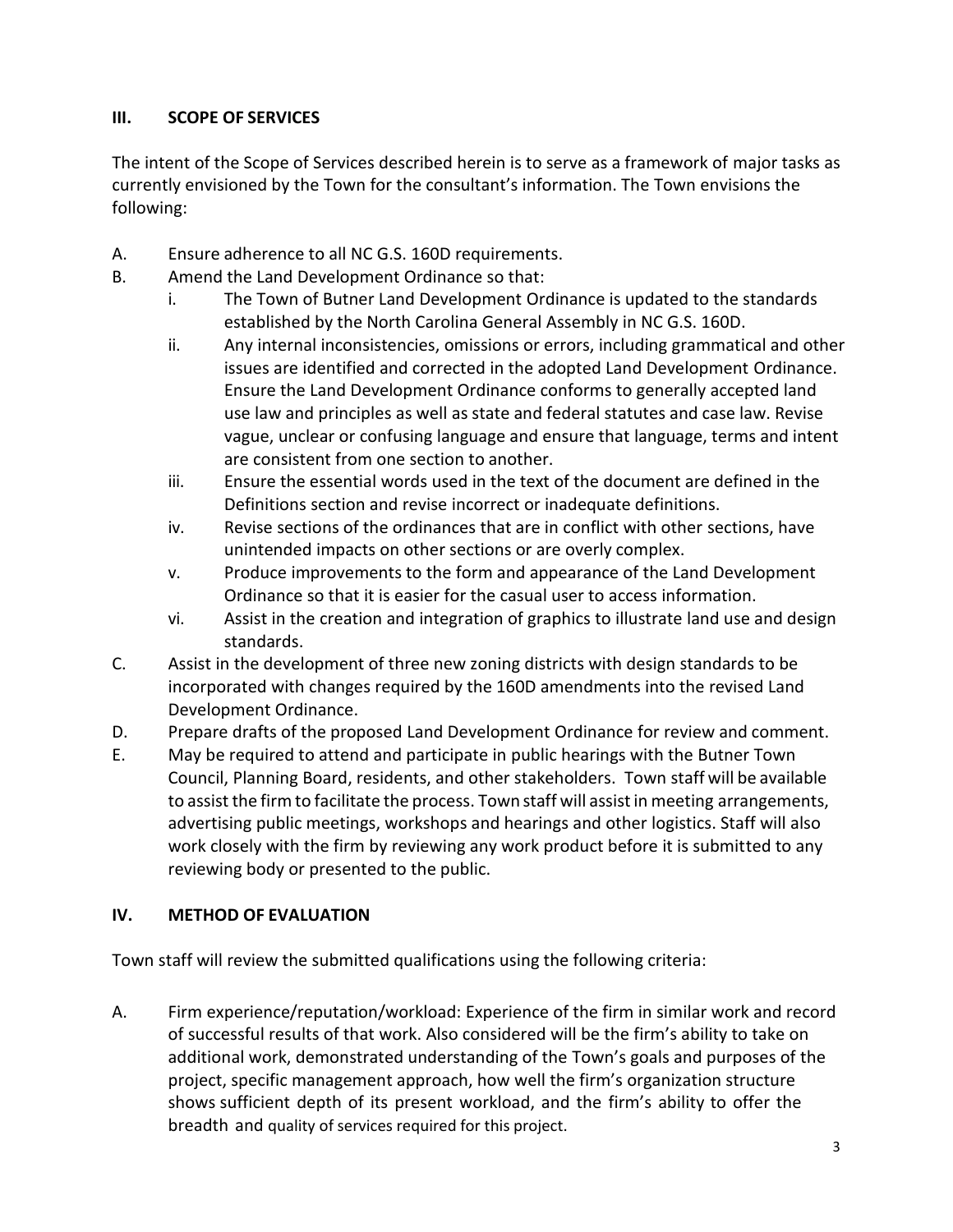## III. SCOPE OF SERVICES

The intent of the Scope of Services described herein is to serve as a framework of major tasks as currently envisioned by the Town for the consultant's information. The Town envisions the following:

A. Ensure adherence to all NC G.S. 160D requirements.

B. Amend the Land Development Ordinance so that:

   i. The Town of Butner Land Development Ordinance is updated to the standards established by the North Carolina General Assembly in NC G.S. 160D.

   ii. Any internal inconsistencies, omissions or errors, including grammatical and other issues are identified and corrected in the adopted Land Development Ordinance. Ensure the Land Development Ordinance conforms to generally accepted land use law and principles as well as state and federal statutes and case law. Revise vague, unclear or confusing language and ensure that language, terms and intent are consistent from one section to another.

   iii. Ensure the essential words used in the text of the document are defined in the Definitions section and revise incorrect or inadequate definitions.

   iv. Revise sections of the ordinances that are in conflict with other sections, have unintended impacts on other sections or are overly complex.

   v. Produce improvements to the form and appearance of the Land Development Ordinance so that it is easier for the casual user to access information.

   vi. Assist in the creation and integration of graphics to illustrate land use and design standards.

C. Assist in the development of three new zoning districts with design standards to be incorporated with changes required by the 160D amendments into the revised Land Development Ordinance.

D. Prepare drafts of the proposed Land Development Ordinance for review and comment.

E. May be required to attend and participate in public hearings with the Butner Town Council, Planning Board, residents, and other stakeholders. Town staff will be available to assist the firm to facilitate the process. Town staff will assist in meeting arrangements, advertising public meetings, workshops and hearings and other logistics. Staff will also work closely with the firm by reviewing any work product before it is submitted to any reviewing body or presented to the public.

## IV. METHOD OF EVALUATION

Town staff will review the submitted qualifications using the following criteria:

A. Firm experience/reputation/workload: Experience of the firm in similar work and record of successful results of that work. Also considered will be the firm's ability to take on additional work, demonstrated understanding of the Town's goals and purposes of the project, specific management approach, how well the firm's organization structure shows sufficient depth of its present workload, and the firm's ability to offer the breadth and quality of services required for this project.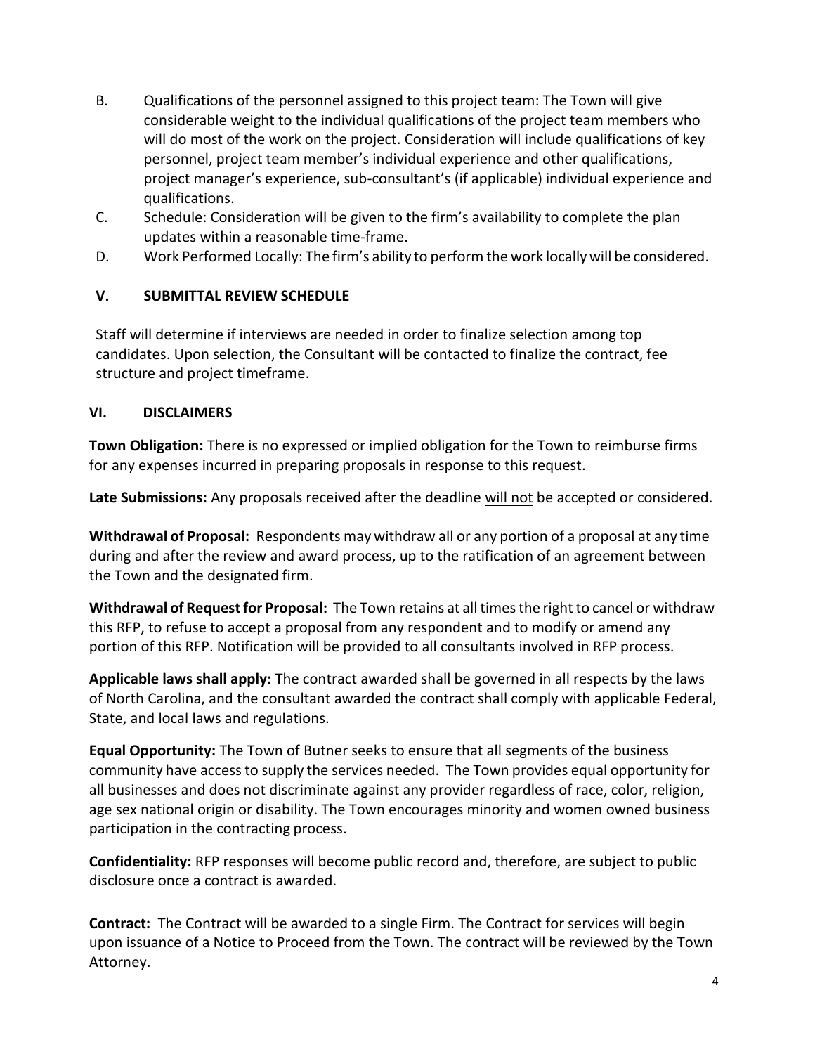B. Qualifications of the personnel assigned to this project team: The Town will give considerable weight to the individual qualifications of the project team members who will do most of the work on the project. Consideration will include qualifications of key personnel, project team member's individual experience and other qualifications, project manager's experience, sub-consultant's (if applicable) individual experience and qualifications.

C. Schedule: Consideration will be given to the firm's availability to complete the plan updates within a reasonable time-frame.

D. Work Performed Locally: The firm's ability to perform the work locally will be considered.

## V. SUBMITTAL REVIEW SCHEDULE

Staff will determine if interviews are needed in order to finalize selection among top candidates. Upon selection, the Consultant will be contacted to finalize the contract, fee structure and project timeframe.

## VI. DISCLAIMERS

**Town Obligation:** There is no expressed or implied obligation for the Town to reimburse firms for any expenses incurred in preparing proposals in response to this request.

**Late Submissions:** Any proposals received after the deadline <u>will not</u> be accepted or considered.

**Withdrawal of Proposal:** Respondents may withdraw all or any portion of a proposal at any time during and after the review and award process, up to the ratification of an agreement between the Town and the designated firm.

**Withdrawal of Request for Proposal:** The Town retains at all times the right to cancel or withdraw this RFP, to refuse to accept a proposal from any respondent and to modify or amend any portion of this RFP. Notification will be provided to all consultants involved in RFP process.

**Applicable laws shall apply:** The contract awarded shall be governed in all respects by the laws of North Carolina, and the consultant awarded the contract shall comply with applicable Federal, State, and local laws and regulations.

**Equal Opportunity:** The Town of Butner seeks to ensure that all segments of the business community have access to supply the services needed. The Town provides equal opportunity for all businesses and does not discriminate against any provider regardless of race, color, religion, age sex national origin or disability. The Town encourages minority and women owned business participation in the contracting process.

**Confidentiality:** RFP responses will become public record and, therefore, are subject to public disclosure once a contract is awarded.

**Contract:** The Contract will be awarded to a single Firm. The Contract for services will begin upon issuance of a Notice to Proceed from the Town. The contract will be reviewed by the Town Attorney.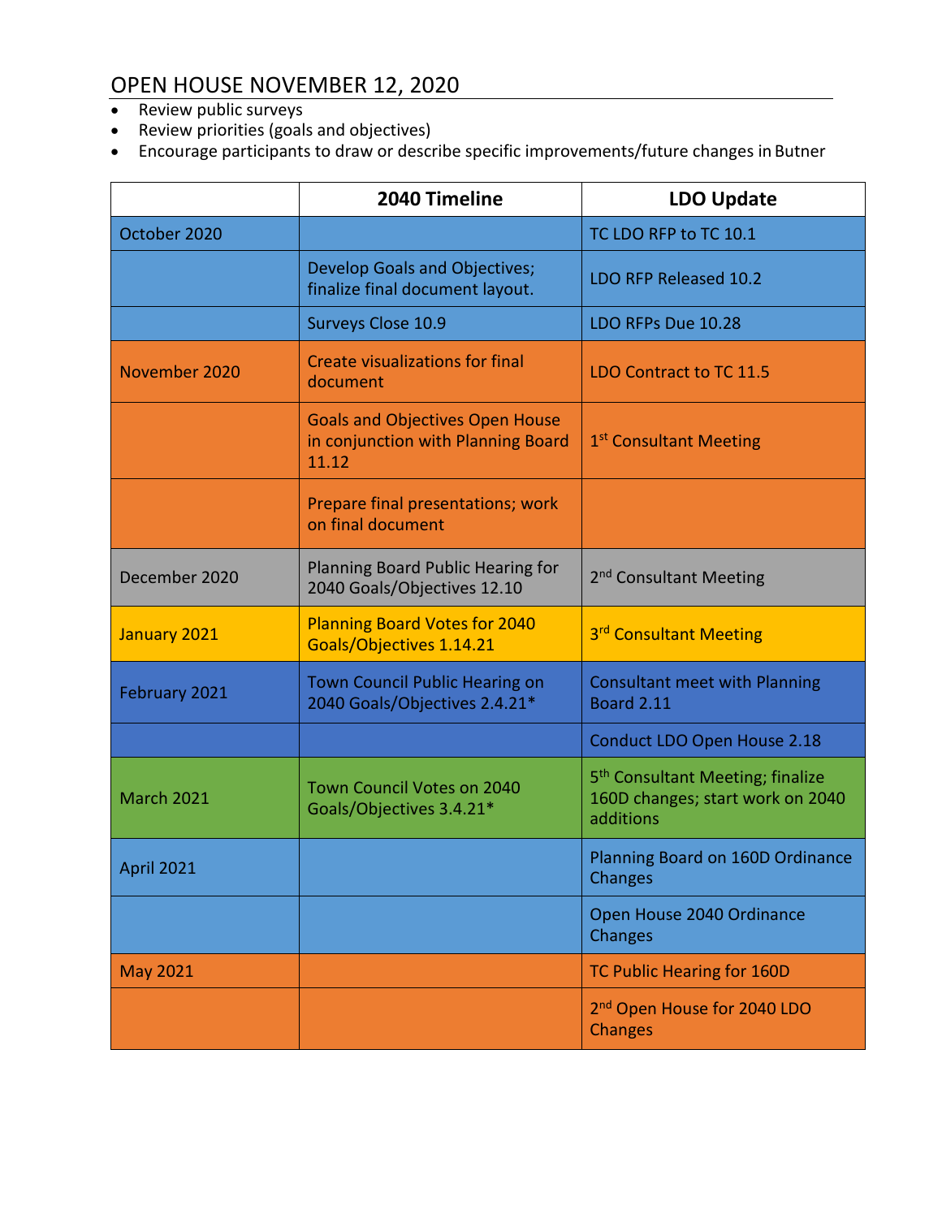## OPEN HOUSE NOVEMBER 12, 2020

- Review public surveys
- Review priorities (goals and objectives)
- Encourage participants to draw or describe specific improvements/future changes in Butner

| | 2040 Timeline | LDO Update |
|---|---|---|
| October 2020 | | TC LDO RFP to TC 10.1 |
| | Develop Goals and Objectives; finalize final document layout. | LDO RFP Released 10.2 |
| | Surveys Close 10.9 | LDO RFPs Due 10.28 |
| November 2020 | Create visualizations for final document | LDO Contract to TC 11.5 |
| | Goals and Objectives Open House in conjunction with Planning Board 11.12 | 1st Consultant Meeting |
| | Prepare final presentations; work on final document | |
| December 2020 | Planning Board Public Hearing for 2040 Goals/Objectives 12.10 | 2nd Consultant Meeting |
| January 2021 | Planning Board Votes for 2040 Goals/Objectives 1.14.21 | 3rd Consultant Meeting |
| February 2021 | Town Council Public Hearing on 2040 Goals/Objectives 2.4.21* | Consultant meet with Planning Board 2.11 |
| | | Conduct LDO Open House 2.18 |
| March 2021 | Town Council Votes on 2040 Goals/Objectives 3.4.21* | 5th Consultant Meeting; finalize 160D changes; start work on 2040 additions |
| April 2021 | | Planning Board on 160D Ordinance Changes |
| | | Open House 2040 Ordinance Changes |
| May 2021 | | TC Public Hearing for 160D |
| | | 2nd Open House for 2040 LDO Changes |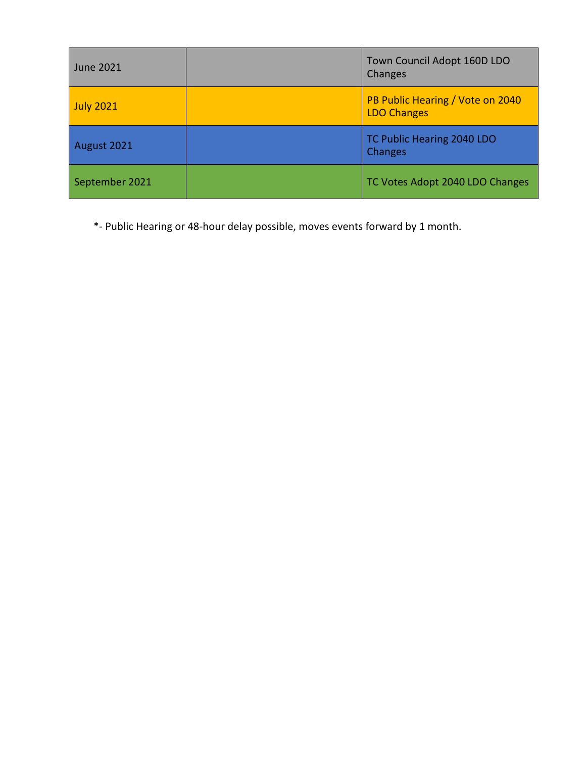| | | |
|---|---|---|
| June 2021 | | Town Council Adopt 160D LDO Changes |
| July 2021 | | PB Public Hearing / Vote on 2040 LDO Changes |
| August 2021 | | TC Public Hearing 2040 LDO Changes |
| September 2021 | | TC Votes Adopt 2040 LDO Changes |

*- Public Hearing or 48-hour delay possible, moves events forward by 1 month.